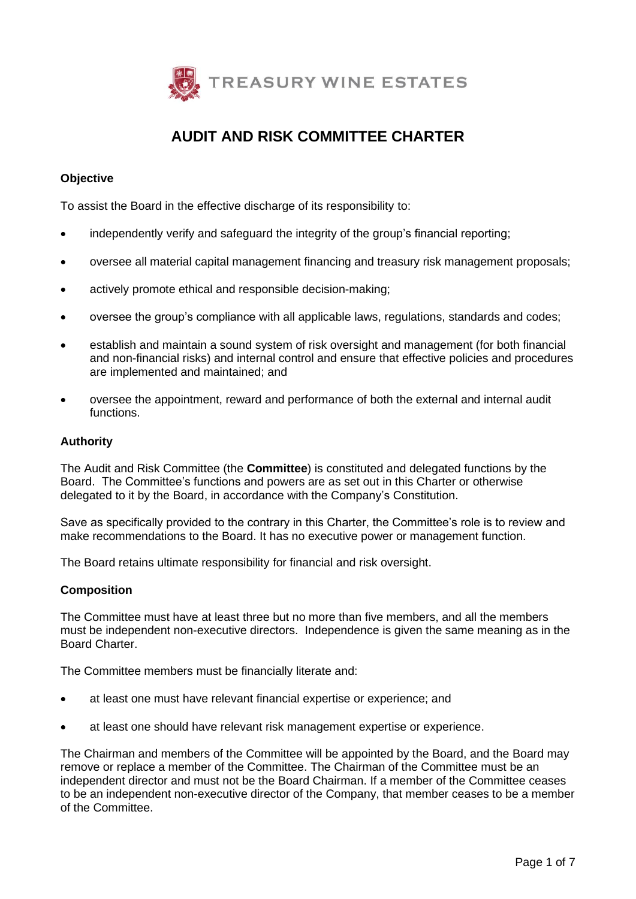# AUDIT AND RISK COMMITTEE CHARTER

### Objective

To assist the Board in the effective discharge of its responsibility to:

- independently verify and safeguard the integrity of the group's financial reporting;
- oversee all material capital management financing and treasury risk management proposals;
- actively promote ethical and responsible decision-making;
- oversee the group's compliance with all applicable laws, regulations, standards and codes;
- establish and maintain a sound system of risk oversight and management (for both financial and non-financial risks) and internal control and ensure that effective policies and procedures are implemented and maintained; and
- oversee the appointment, reward and performance of both the external and internal audit functions.

### Authority

The Audit and Risk Committee (the **Committee**) is constituted and delegated functions by the Board. The Committee's functions and powers are as set out in this Charter or otherwise delegated to it by the Board, in accordance with the Company's Constitution.

Save as specifically provided to the contrary in this Charter, the Committee's role is to review and make recommendations to the Board. It has no executive power or management function.

The Board retains ultimate responsibility for financial and risk oversight.

### Composition

The Committee must have at least three but no more than five members, and all the members must be independent non-executive directors. Independence is given the same meaning as in the Board Charter.

The Committee members must be financially literate and:

- at least one must have relevant financial expertise or experience; and
- at least one should have relevant risk management expertise or experience.

The Chairman and members of the Committee will be appointed by the Board, and the Board may remove or replace a member of the Committee. The Chairman of the Committee must be an independent director and must not be the Board Chairman. If a member of the Committee ceases to be an independent non-executive director of the Company, that member ceases to be a member of the Committee.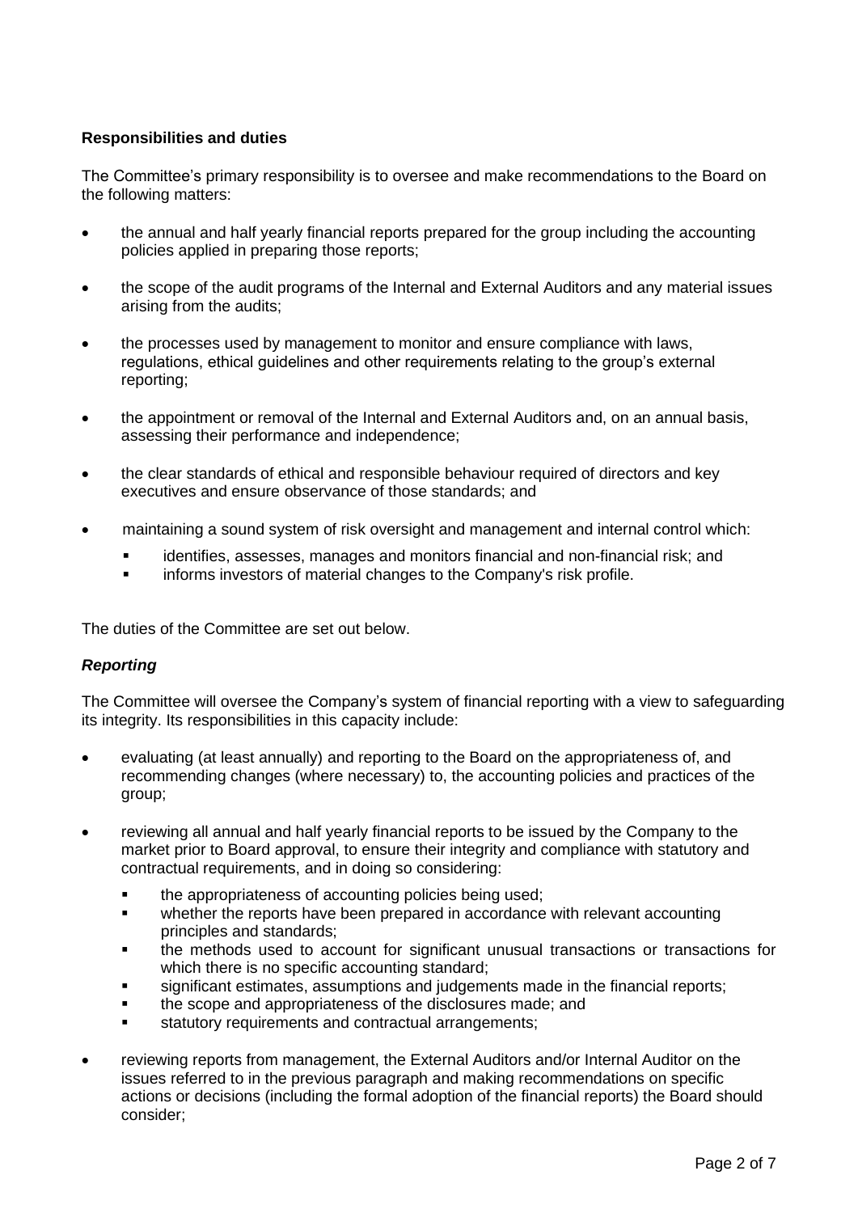**Responsibilities and duties**

The Committee's primary responsibility is to oversee and make recommendations to the Board on the following matters:

- the annual and half yearly financial reports prepared for the group including the accounting policies applied in preparing those reports;
- the scope of the audit programs of the Internal and External Auditors and any material issues arising from the audits;
- the processes used by management to monitor and ensure compliance with laws, regulations, ethical guidelines and other requirements relating to the group's external reporting;
- the appointment or removal of the Internal and External Auditors and, on an annual basis, assessing their performance and independence;
- the clear standards of ethical and responsible behaviour required of directors and key executives and ensure observance of those standards; and
- maintaining a sound system of risk oversight and management and internal control which:
    - identifies, assesses, manages and monitors financial and non-financial risk; and
    - informs investors of material changes to the Company's risk profile.

The duties of the Committee are set out below.

***Reporting***

The Committee will oversee the Company's system of financial reporting with a view to safeguarding its integrity. Its responsibilities in this capacity include:

- evaluating (at least annually) and reporting to the Board on the appropriateness of, and recommending changes (where necessary) to, the accounting policies and practices of the group;
- reviewing all annual and half yearly financial reports to be issued by the Company to the market prior to Board approval, to ensure their integrity and compliance with statutory and contractual requirements, and in doing so considering:
    - the appropriateness of accounting policies being used;
    - whether the reports have been prepared in accordance with relevant accounting principles and standards;
    - the methods used to account for significant unusual transactions or transactions for which there is no specific accounting standard;
    - significant estimates, assumptions and judgements made in the financial reports;
    - the scope and appropriateness of the disclosures made; and
    - statutory requirements and contractual arrangements;
- reviewing reports from management, the External Auditors and/or Internal Auditor on the issues referred to in the previous paragraph and making recommendations on specific actions or decisions (including the formal adoption of the financial reports) the Board should consider;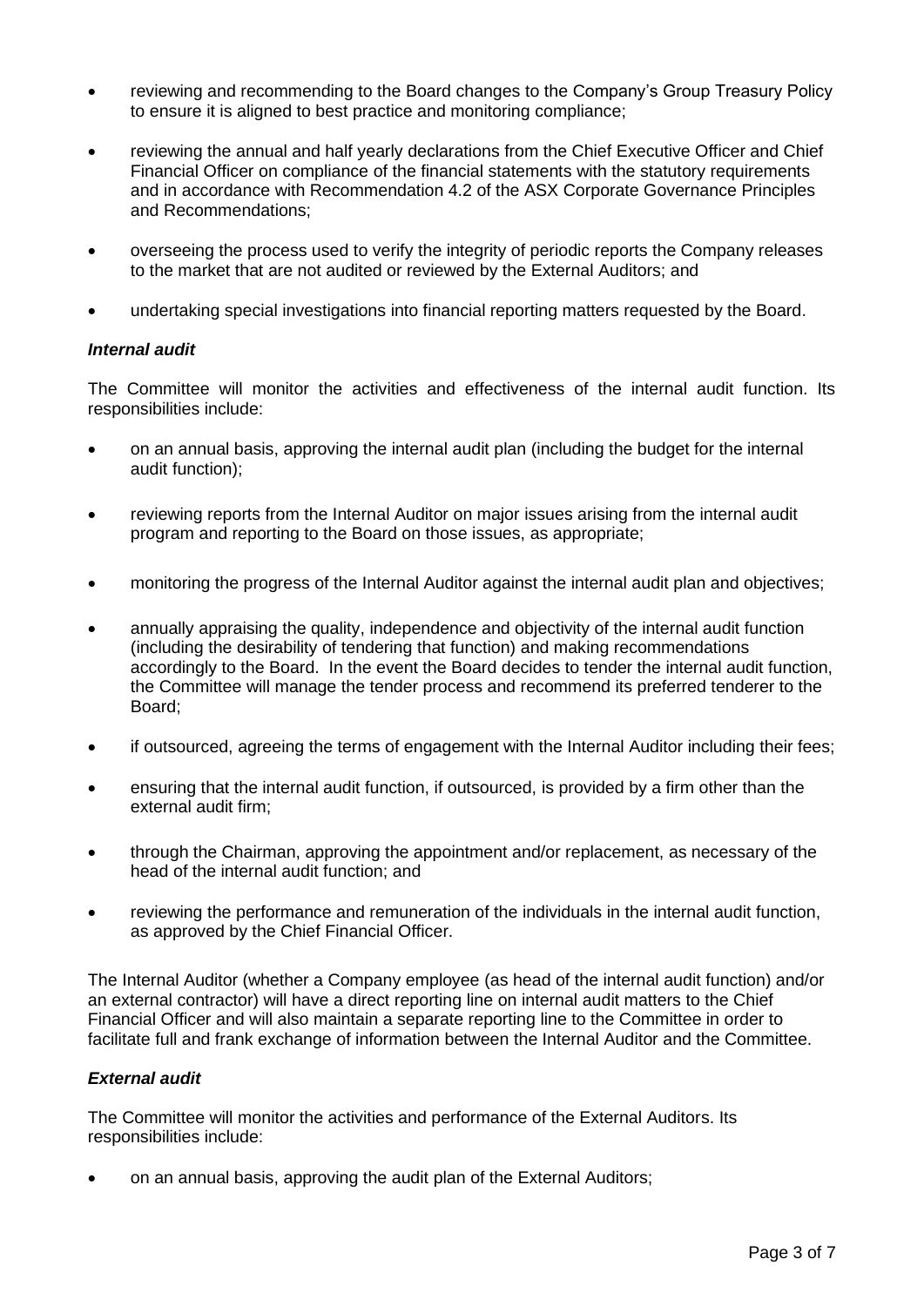- reviewing and recommending to the Board changes to the Company's Group Treasury Policy to ensure it is aligned to best practice and monitoring compliance;

- reviewing the annual and half yearly declarations from the Chief Executive Officer and Chief Financial Officer on compliance of the financial statements with the statutory requirements and in accordance with Recommendation 4.2 of the ASX Corporate Governance Principles and Recommendations;

- overseeing the process used to verify the integrity of periodic reports the Company releases to the market that are not audited or reviewed by the External Auditors; and

- undertaking special investigations into financial reporting matters requested by the Board.

***Internal audit***

The Committee will monitor the activities and effectiveness of the internal audit function. Its responsibilities include:

- on an annual basis, approving the internal audit plan (including the budget for the internal audit function);

- reviewing reports from the Internal Auditor on major issues arising from the internal audit program and reporting to the Board on those issues, as appropriate;

- monitoring the progress of the Internal Auditor against the internal audit plan and objectives;

- annually appraising the quality, independence and objectivity of the internal audit function (including the desirability of tendering that function) and making recommendations accordingly to the Board. In the event the Board decides to tender the internal audit function, the Committee will manage the tender process and recommend its preferred tenderer to the Board;

- if outsourced, agreeing the terms of engagement with the Internal Auditor including their fees;

- ensuring that the internal audit function, if outsourced, is provided by a firm other than the external audit firm;

- through the Chairman, approving the appointment and/or replacement, as necessary of the head of the internal audit function; and

- reviewing the performance and remuneration of the individuals in the internal audit function, as approved by the Chief Financial Officer.

The Internal Auditor (whether a Company employee (as head of the internal audit function) and/or an external contractor) will have a direct reporting line on internal audit matters to the Chief Financial Officer and will also maintain a separate reporting line to the Committee in order to facilitate full and frank exchange of information between the Internal Auditor and the Committee.

***External audit***

The Committee will monitor the activities and performance of the External Auditors. Its responsibilities include:

- on an annual basis, approving the audit plan of the External Auditors;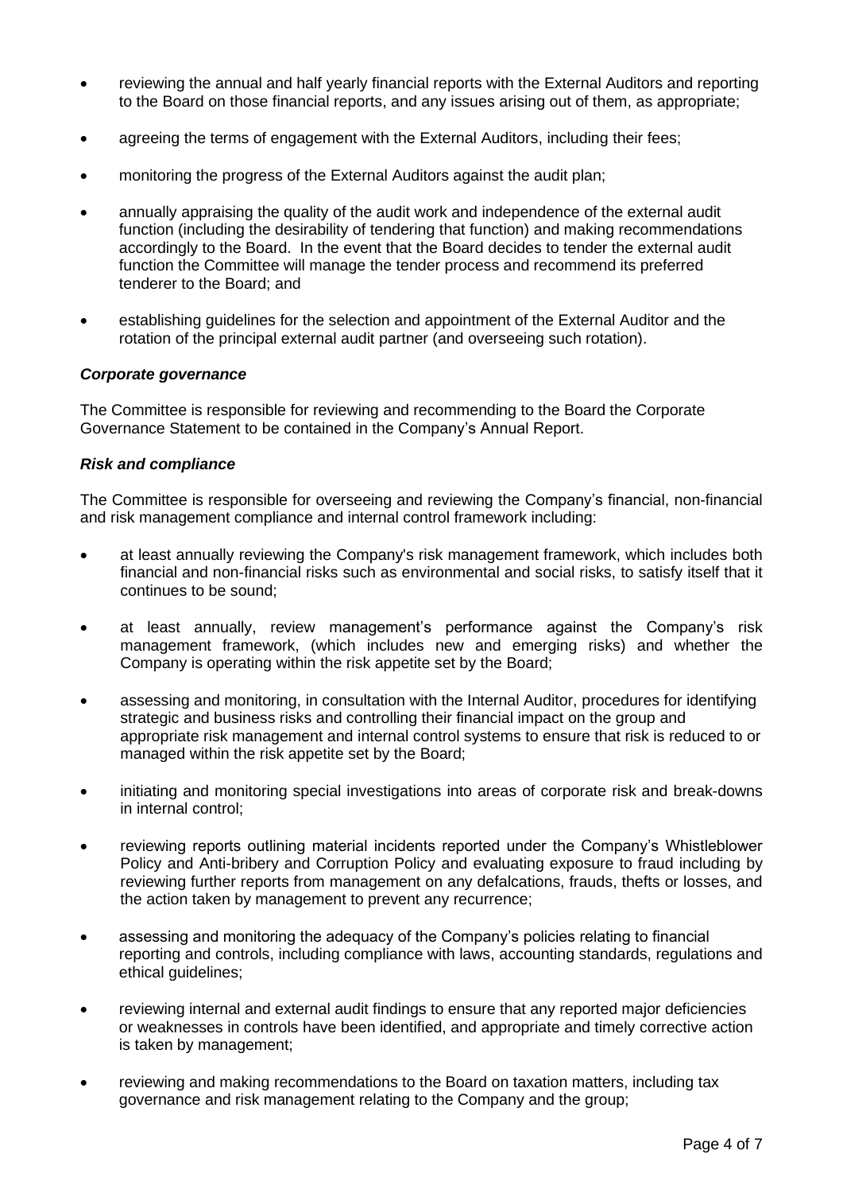- reviewing the annual and half yearly financial reports with the External Auditors and reporting to the Board on those financial reports, and any issues arising out of them, as appropriate;

- agreeing the terms of engagement with the External Auditors, including their fees;

- monitoring the progress of the External Auditors against the audit plan;

- annually appraising the quality of the audit work and independence of the external audit function (including the desirability of tendering that function) and making recommendations accordingly to the Board. In the event that the Board decides to tender the external audit function the Committee will manage the tender process and recommend its preferred tenderer to the Board; and

- establishing guidelines for the selection and appointment of the External Auditor and the rotation of the principal external audit partner (and overseeing such rotation).

### *Corporate governance*

The Committee is responsible for reviewing and recommending to the Board the Corporate Governance Statement to be contained in the Company's Annual Report.

### *Risk and compliance*

The Committee is responsible for overseeing and reviewing the Company's financial, non-financial and risk management compliance and internal control framework including:

- at least annually reviewing the Company's risk management framework, which includes both financial and non-financial risks such as environmental and social risks, to satisfy itself that it continues to be sound;

- at least annually, review management's performance against the Company's risk management framework, (which includes new and emerging risks) and whether the Company is operating within the risk appetite set by the Board;

- assessing and monitoring, in consultation with the Internal Auditor, procedures for identifying strategic and business risks and controlling their financial impact on the group and appropriate risk management and internal control systems to ensure that risk is reduced to or managed within the risk appetite set by the Board;

- initiating and monitoring special investigations into areas of corporate risk and break-downs in internal control;

- reviewing reports outlining material incidents reported under the Company's Whistleblower Policy and Anti-bribery and Corruption Policy and evaluating exposure to fraud including by reviewing further reports from management on any defalcations, frauds, thefts or losses, and the action taken by management to prevent any recurrence;

- assessing and monitoring the adequacy of the Company's policies relating to financial reporting and controls, including compliance with laws, accounting standards, regulations and ethical guidelines;

- reviewing internal and external audit findings to ensure that any reported major deficiencies or weaknesses in controls have been identified, and appropriate and timely corrective action is taken by management;

- reviewing and making recommendations to the Board on taxation matters, including tax governance and risk management relating to the Company and the group;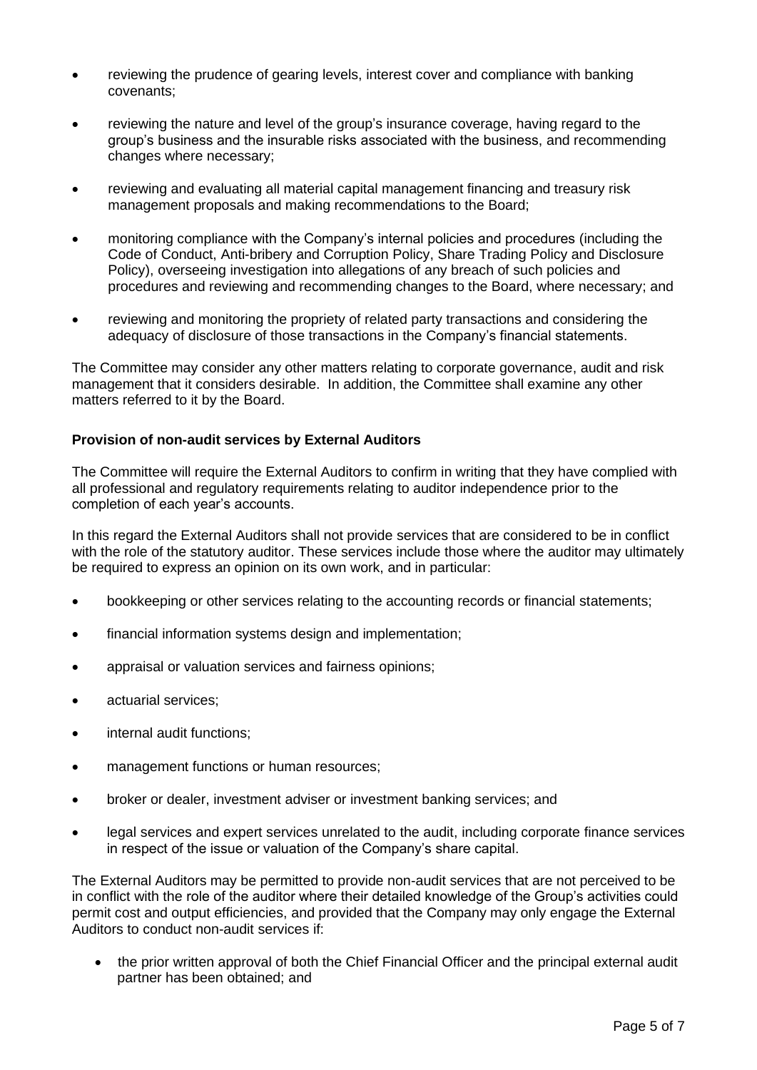- reviewing the prudence of gearing levels, interest cover and compliance with banking covenants;
- reviewing the nature and level of the group's insurance coverage, having regard to the group's business and the insurable risks associated with the business, and recommending changes where necessary;
- reviewing and evaluating all material capital management financing and treasury risk management proposals and making recommendations to the Board;
- monitoring compliance with the Company's internal policies and procedures (including the Code of Conduct, Anti-bribery and Corruption Policy, Share Trading Policy and Disclosure Policy), overseeing investigation into allegations of any breach of such policies and procedures and reviewing and recommending changes to the Board, where necessary; and
- reviewing and monitoring the propriety of related party transactions and considering the adequacy of disclosure of those transactions in the Company's financial statements.

The Committee may consider any other matters relating to corporate governance, audit and risk management that it considers desirable. In addition, the Committee shall examine any other matters referred to it by the Board.

**Provision of non-audit services by External Auditors**

The Committee will require the External Auditors to confirm in writing that they have complied with all professional and regulatory requirements relating to auditor independence prior to the completion of each year's accounts.

In this regard the External Auditors shall not provide services that are considered to be in conflict with the role of the statutory auditor. These services include those where the auditor may ultimately be required to express an opinion on its own work, and in particular:

- bookkeeping or other services relating to the accounting records or financial statements;
- financial information systems design and implementation;
- appraisal or valuation services and fairness opinions;
- actuarial services;
- internal audit functions;
- management functions or human resources;
- broker or dealer, investment adviser or investment banking services; and
- legal services and expert services unrelated to the audit, including corporate finance services in respect of the issue or valuation of the Company's share capital.

The External Auditors may be permitted to provide non-audit services that are not perceived to be in conflict with the role of the auditor where their detailed knowledge of the Group's activities could permit cost and output efficiencies, and provided that the Company may only engage the External Auditors to conduct non-audit services if:

- the prior written approval of both the Chief Financial Officer and the principal external audit partner has been obtained; and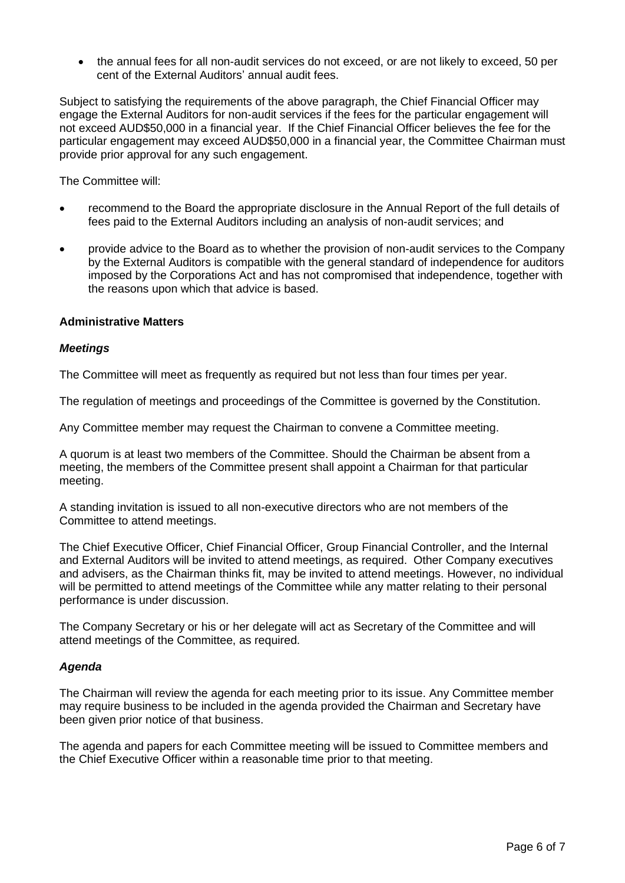- the annual fees for all non-audit services do not exceed, or are not likely to exceed, 50 per cent of the External Auditors' annual audit fees.

Subject to satisfying the requirements of the above paragraph, the Chief Financial Officer may engage the External Auditors for non-audit services if the fees for the particular engagement will not exceed AUD$50,000 in a financial year. If the Chief Financial Officer believes the fee for the particular engagement may exceed AUD$50,000 in a financial year, the Committee Chairman must provide prior approval for any such engagement.

The Committee will:

- recommend to the Board the appropriate disclosure in the Annual Report of the full details of fees paid to the External Auditors including an analysis of non-audit services; and
- provide advice to the Board as to whether the provision of non-audit services to the Company by the External Auditors is compatible with the general standard of independence for auditors imposed by the Corporations Act and has not compromised that independence, together with the reasons upon which that advice is based.

**Administrative Matters**

***Meetings***

The Committee will meet as frequently as required but not less than four times per year.

The regulation of meetings and proceedings of the Committee is governed by the Constitution.

Any Committee member may request the Chairman to convene a Committee meeting.

A quorum is at least two members of the Committee. Should the Chairman be absent from a meeting, the members of the Committee present shall appoint a Chairman for that particular meeting.

A standing invitation is issued to all non-executive directors who are not members of the Committee to attend meetings.

The Chief Executive Officer, Chief Financial Officer, Group Financial Controller, and the Internal and External Auditors will be invited to attend meetings, as required. Other Company executives and advisers, as the Chairman thinks fit, may be invited to attend meetings. However, no individual will be permitted to attend meetings of the Committee while any matter relating to their personal performance is under discussion.

The Company Secretary or his or her delegate will act as Secretary of the Committee and will attend meetings of the Committee, as required.

***Agenda***

The Chairman will review the agenda for each meeting prior to its issue. Any Committee member may require business to be included in the agenda provided the Chairman and Secretary have been given prior notice of that business.

The agenda and papers for each Committee meeting will be issued to Committee members and the Chief Executive Officer within a reasonable time prior to that meeting.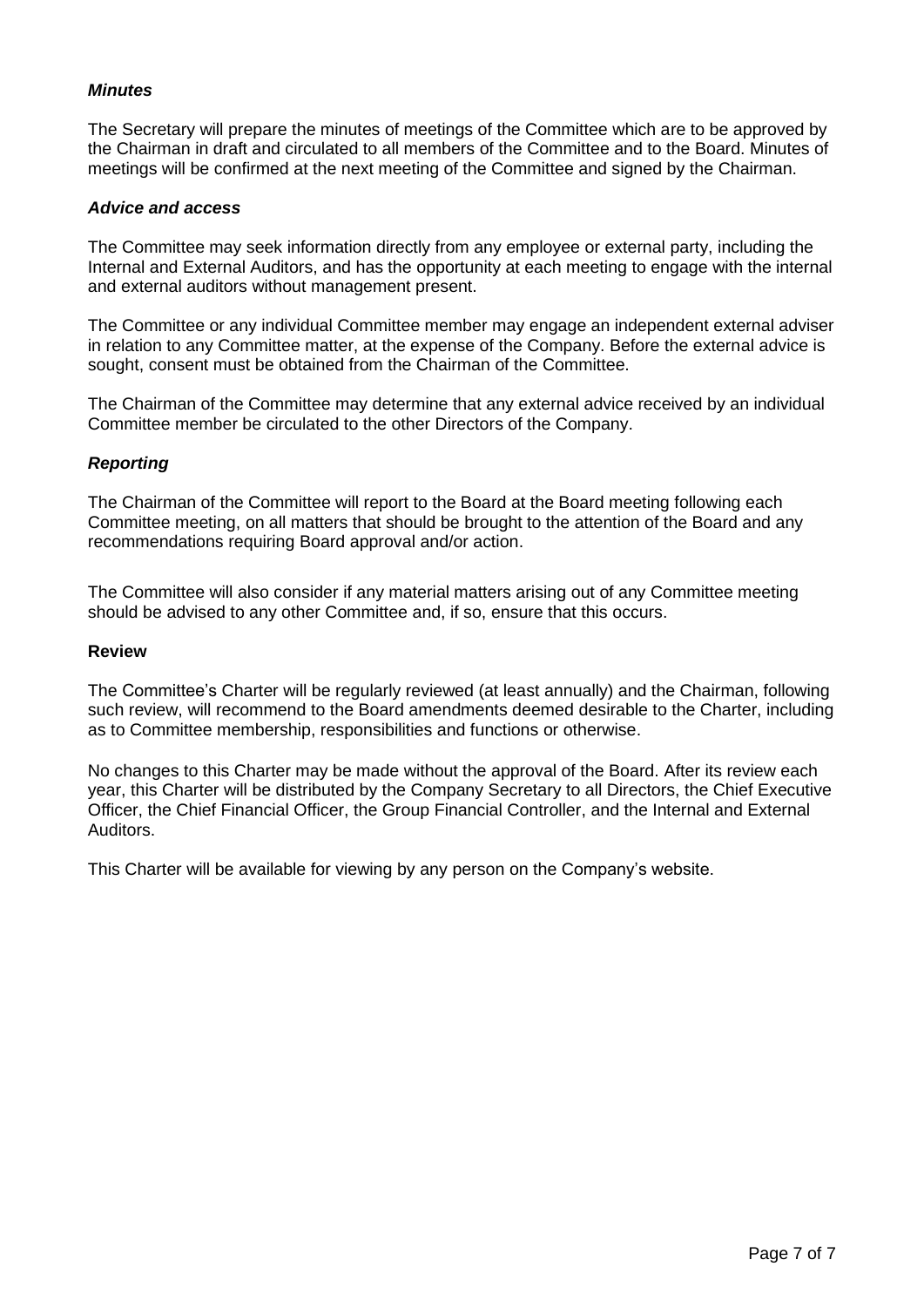### *Minutes*

The Secretary will prepare the minutes of meetings of the Committee which are to be approved by the Chairman in draft and circulated to all members of the Committee and to the Board. Minutes of meetings will be confirmed at the next meeting of the Committee and signed by the Chairman.

### *Advice and access*

The Committee may seek information directly from any employee or external party, including the Internal and External Auditors, and has the opportunity at each meeting to engage with the internal and external auditors without management present.

The Committee or any individual Committee member may engage an independent external adviser in relation to any Committee matter, at the expense of the Company. Before the external advice is sought, consent must be obtained from the Chairman of the Committee.

The Chairman of the Committee may determine that any external advice received by an individual Committee member be circulated to the other Directors of the Company.

### *Reporting*

The Chairman of the Committee will report to the Board at the Board meeting following each Committee meeting, on all matters that should be brought to the attention of the Board and any recommendations requiring Board approval and/or action.

The Committee will also consider if any material matters arising out of any Committee meeting should be advised to any other Committee and, if so, ensure that this occurs.

### **Review**

The Committee's Charter will be regularly reviewed (at least annually) and the Chairman, following such review, will recommend to the Board amendments deemed desirable to the Charter, including as to Committee membership, responsibilities and functions or otherwise.

No changes to this Charter may be made without the approval of the Board. After its review each year, this Charter will be distributed by the Company Secretary to all Directors, the Chief Executive Officer, the Chief Financial Officer, the Group Financial Controller, and the Internal and External Auditors.

This Charter will be available for viewing by any person on the Company's website.